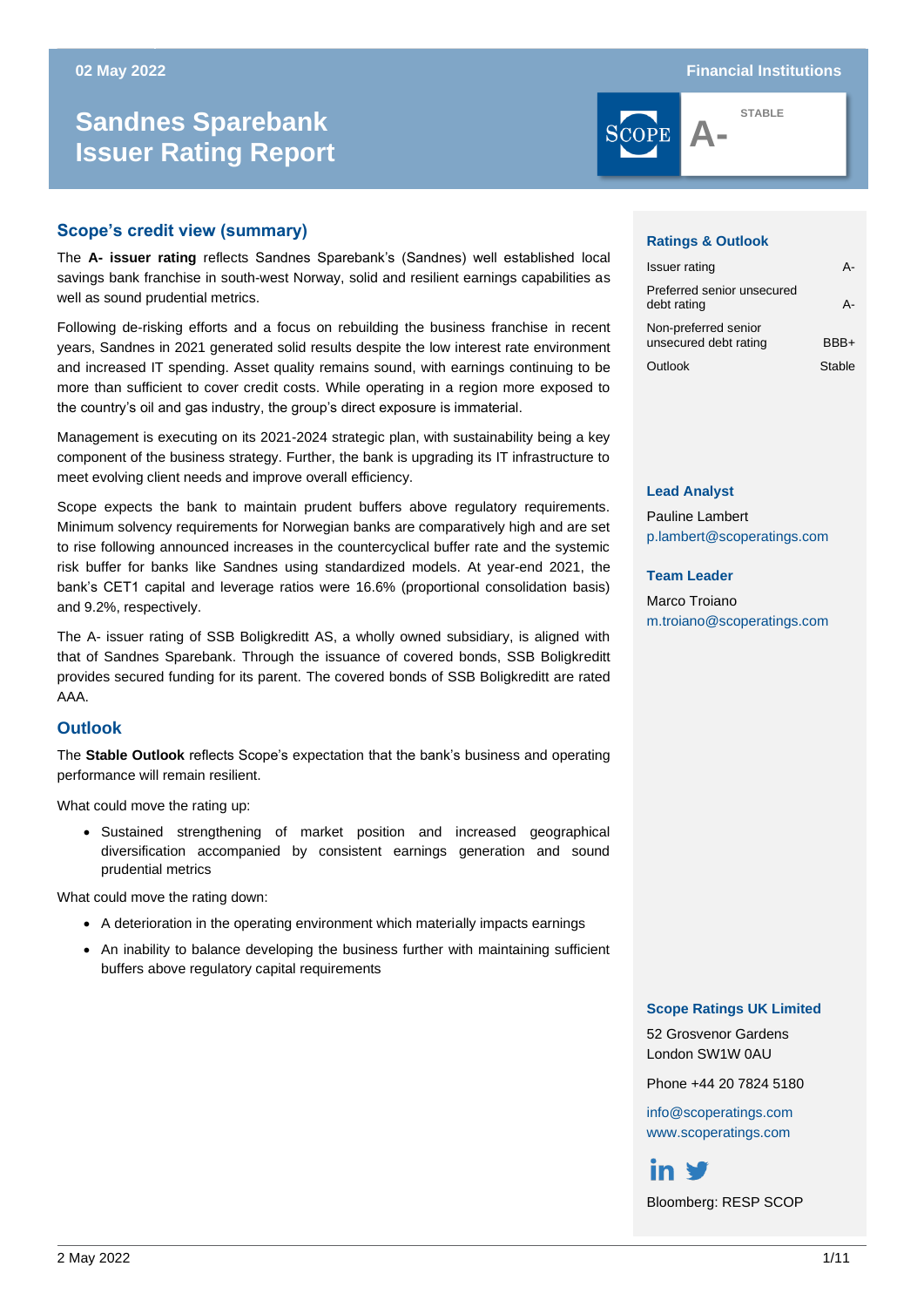02 May 2022

Financial Institutions

# Sandnes Sparebank Issuer Rating Report

A- STABLE

## Scope's credit view (summary)

The **A- issuer rating** reflects Sandnes Sparebank's (Sandnes) well established local savings bank franchise in south-west Norway, solid and resilient earnings capabilities as well as sound prudential metrics.

Following de-risking efforts and a focus on rebuilding the business franchise in recent years, Sandnes in 2021 generated solid results despite the low interest rate environment and increased IT spending. Asset quality remains sound, with earnings continuing to be more than sufficient to cover credit costs. While operating in a region more exposed to the country's oil and gas industry, the group's direct exposure is immaterial.

Management is executing on its 2021-2024 strategic plan, with sustainability being a key component of the business strategy. Further, the bank is upgrading its IT infrastructure to meet evolving client needs and improve overall efficiency.

Scope expects the bank to maintain prudent buffers above regulatory requirements. Minimum solvency requirements for Norwegian banks are comparatively high and are set to rise following announced increases in the countercyclical buffer rate and the systemic risk buffer for banks like Sandnes using standardized models. At year-end 2021, the bank's CET1 capital and leverage ratios were 16.6% (proportional consolidation basis) and 9.2%, respectively.

The A- issuer rating of SSB Boligkreditt AS, a wholly owned subsidiary, is aligned with that of Sandnes Sparebank. Through the issuance of covered bonds, SSB Boligkreditt provides secured funding for its parent. The covered bonds of SSB Boligkreditt are rated AAA.

## Outlook

The **Stable Outlook** reflects Scope's expectation that the bank's business and operating performance will remain resilient.

What could move the rating up:

- Sustained strengthening of market position and increased geographical diversification accompanied by consistent earnings generation and sound prudential metrics

What could move the rating down:

- A deterioration in the operating environment which materially impacts earnings
- An inability to balance developing the business further with maintaining sufficient buffers above regulatory capital requirements

### Ratings & Outlook

| | |
|---|---|
| Issuer rating | A- |
| Preferred senior unsecured debt rating | A- |
| Non-preferred senior unsecured debt rating | BBB+ |
| Outlook | Stable |

### Lead Analyst

Pauline Lambert
p.lambert@scoperatings.com

### Team Leader

Marco Troiano
m.troiano@scoperatings.com

### Scope Ratings UK Limited

52 Grosvenor Gardens
London SW1W 0AU

Phone +44 20 7824 5180

info@scoperatings.com
www.scoperatings.com

Bloomberg: RESP SCOP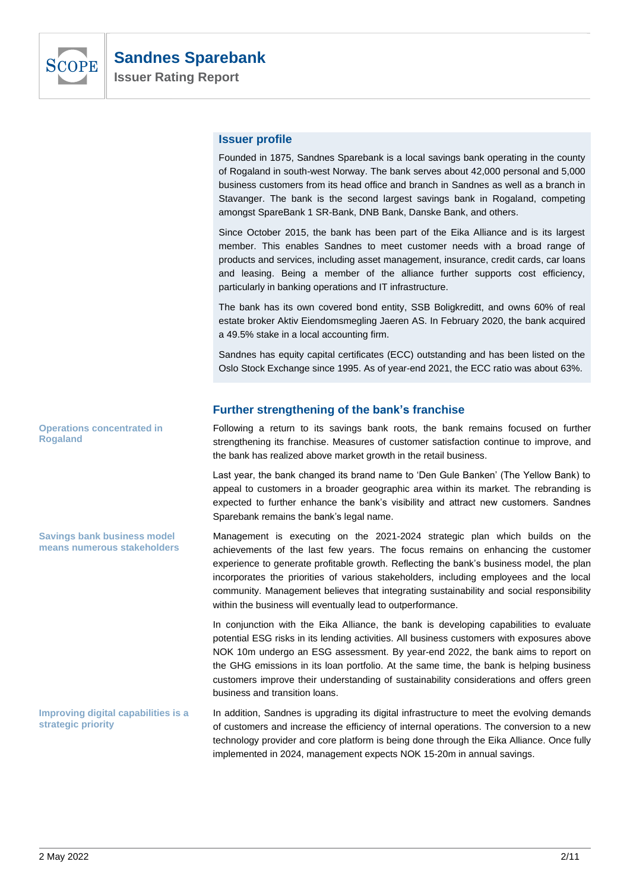## Issuer profile

Founded in 1875, Sandnes Sparebank is a local savings bank operating in the county of Rogaland in south-west Norway. The bank serves about 42,000 personal and 5,000 business customers from its head office and branch in Sandnes as well as a branch in Stavanger. The bank is the second largest savings bank in Rogaland, competing amongst SpareBank 1 SR-Bank, DNB Bank, Danske Bank, and others.

Since October 2015, the bank has been part of the Eika Alliance and is its largest member. This enables Sandnes to meet customer needs with a broad range of products and services, including asset management, insurance, credit cards, car loans and leasing. Being a member of the alliance further supports cost efficiency, particularly in banking operations and IT infrastructure.

The bank has its own covered bond entity, SSB Boligkreditt, and owns 60% of real estate broker Aktiv Eiendomsmegling Jaeren AS. In February 2020, the bank acquired a 49.5% stake in a local accounting firm.

Sandnes has equity capital certificates (ECC) outstanding and has been listed on the Oslo Stock Exchange since 1995. As of year-end 2021, the ECC ratio was about 63%.

## Further strengthening of the bank's franchise

**Operations concentrated in Rogaland**

Following a return to its savings bank roots, the bank remains focused on further strengthening its franchise. Measures of customer satisfaction continue to improve, and the bank has realized above market growth in the retail business.

Last year, the bank changed its brand name to 'Den Gule Banken' (The Yellow Bank) to appeal to customers in a broader geographic area within its market. The rebranding is expected to further enhance the bank's visibility and attract new customers. Sandnes Sparebank remains the bank's legal name.

**Savings bank business model means numerous stakeholders**

Management is executing on the 2021-2024 strategic plan which builds on the achievements of the last few years. The focus remains on enhancing the customer experience to generate profitable growth. Reflecting the bank's business model, the plan incorporates the priorities of various stakeholders, including employees and the local community. Management believes that integrating sustainability and social responsibility within the business will eventually lead to outperformance.

In conjunction with the Eika Alliance, the bank is developing capabilities to evaluate potential ESG risks in its lending activities. All business customers with exposures above NOK 10m undergo an ESG assessment. By year-end 2022, the bank aims to report on the GHG emissions in its loan portfolio. At the same time, the bank is helping business customers improve their understanding of sustainability considerations and offers green business and transition loans.

**Improving digital capabilities is a strategic priority**

In addition, Sandnes is upgrading its digital infrastructure to meet the evolving demands of customers and increase the efficiency of internal operations. The conversion to a new technology provider and core platform is being done through the Eika Alliance. Once fully implemented in 2024, management expects NOK 15-20m in annual savings.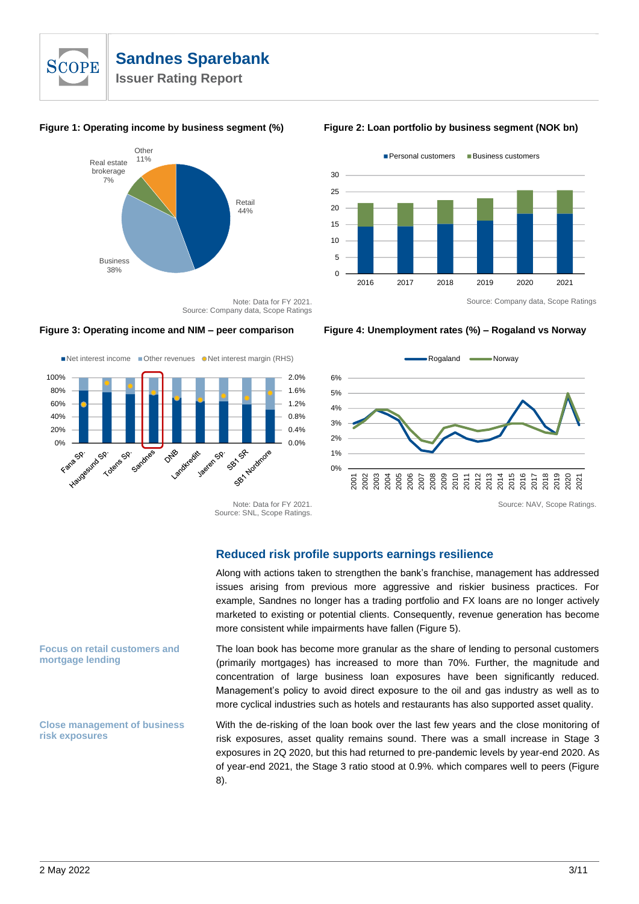**Figure 1: Operating income by business segment (%)**

Note: Data for FY 2021.
Source: Company data, Scope Ratings

**Figure 2: Loan portfolio by business segment (NOK bn)**

Source: Company data, Scope Ratings

**Figure 3: Operating income and NIM – peer comparison**

Note: Data for FY 2021.
Source: SNL, Scope Ratings.

**Figure 4: Unemployment rates (%) – Rogaland vs Norway**

Source: NAV, Scope Ratings.

## Reduced risk profile supports earnings resilience

Along with actions taken to strengthen the bank's franchise, management has addressed issues arising from previous more aggressive and riskier business practices. For example, Sandnes no longer has a trading portfolio and FX loans are no longer actively marketed to existing or potential clients. Consequently, revenue generation has become more consistent while impairments have fallen (Figure 5).

**Focus on retail customers and mortgage lending**

The loan book has become more granular as the share of lending to personal customers (primarily mortgages) has increased to more than 70%. Further, the magnitude and concentration of large business loan exposures have been significantly reduced. Management's policy to avoid direct exposure to the oil and gas industry as well as to more cyclical industries such as hotels and restaurants has also supported asset quality.

**Close management of business risk exposures**

With the de-risking of the loan book over the last few years and the close monitoring of risk exposures, asset quality remains sound. There was a small increase in Stage 3 exposures in 2Q 2020, but this had returned to pre-pandemic levels by year-end 2020. As of year-end 2021, the Stage 3 ratio stood at 0.9%. which compares well to peers (Figure 8).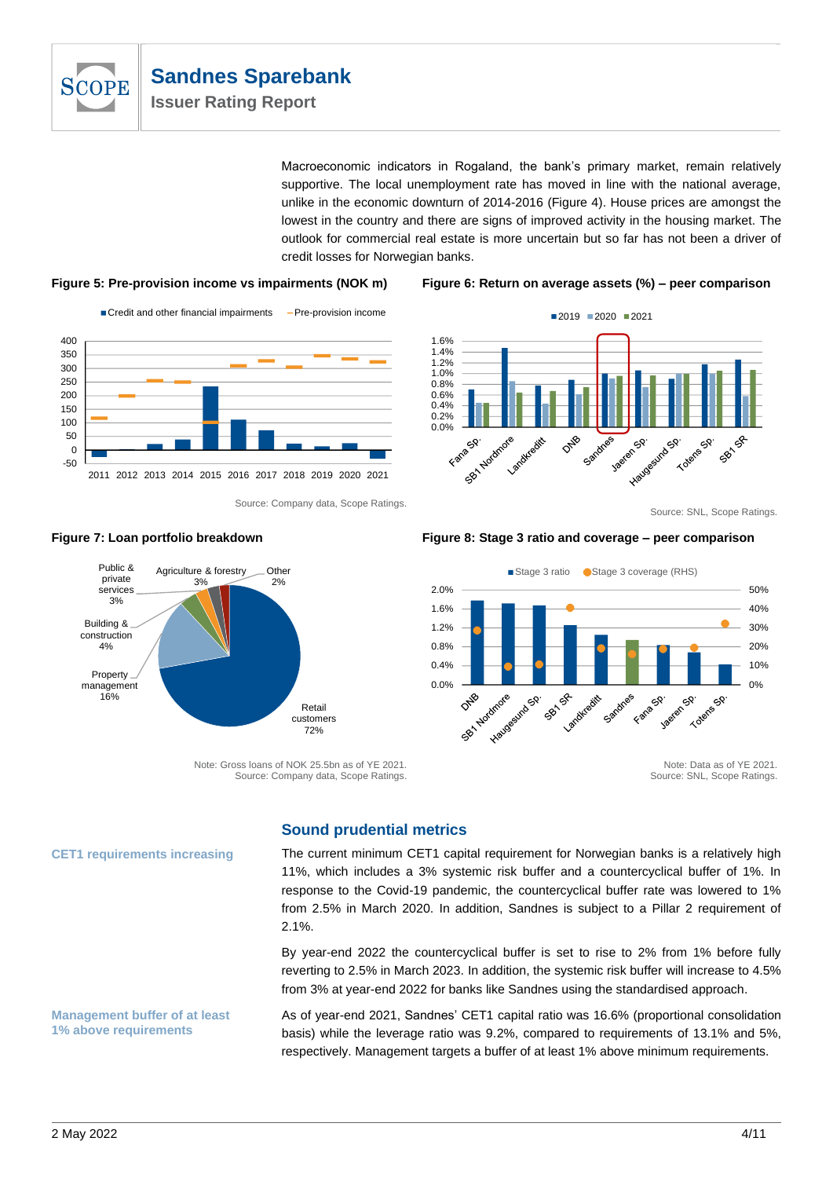Macroeconomic indicators in Rogaland, the bank's primary market, remain relatively supportive. The local unemployment rate has moved in line with the national average, unlike in the economic downturn of 2014-2016 (Figure 4). House prices are amongst the lowest in the country and there are signs of improved activity in the housing market. The outlook for commercial real estate is more uncertain but so far has not been a driver of credit losses for Norwegian banks.

**Figure 5: Pre-provision income vs impairments (NOK m)**

Source: Company data, Scope Ratings.

**Figure 6: Return on average assets (%) – peer comparison**

Source: SNL, Scope Ratings.

**Figure 7: Loan portfolio breakdown**

Note: Gross loans of NOK 25.5bn as of YE 2021.
Source: Company data, Scope Ratings.

**Figure 8: Stage 3 ratio and coverage – peer comparison**

Note: Data as of YE 2021.
Source: SNL, Scope Ratings.

## Sound prudential metrics

**CET1 requirements increasing**

The current minimum CET1 capital requirement for Norwegian banks is a relatively high 11%, which includes a 3% systemic risk buffer and a countercyclical buffer of 1%. In response to the Covid-19 pandemic, the countercyclical buffer rate was lowered to 1% from 2.5% in March 2020. In addition, Sandnes is subject to a Pillar 2 requirement of 2.1%.

By year-end 2022 the countercyclical buffer is set to rise to 2% from 1% before fully reverting to 2.5% in March 2023. In addition, the systemic risk buffer will increase to 4.5% from 3% at year-end 2022 for banks like Sandnes using the standardised approach.

**Management buffer of at least 1% above requirements**

As of year-end 2021, Sandnes' CET1 capital ratio was 16.6% (proportional consolidation basis) while the leverage ratio was 9.2%, compared to requirements of 13.1% and 5%, respectively. Management targets a buffer of at least 1% above minimum requirements.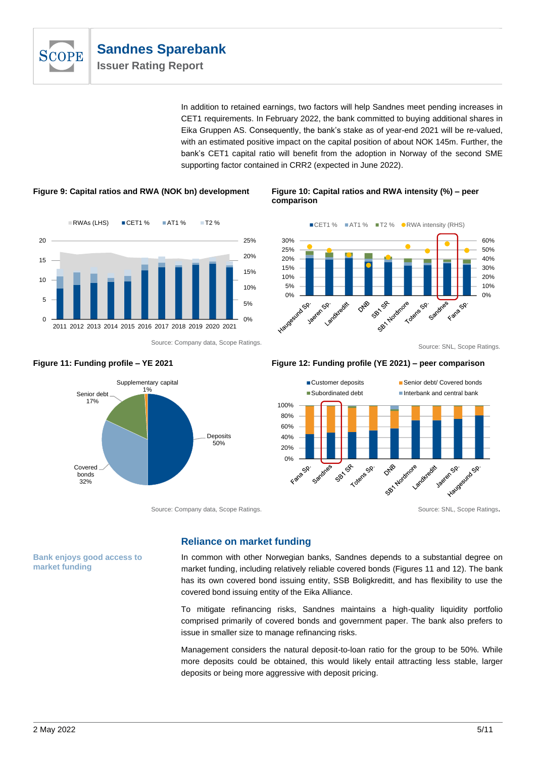In addition to retained earnings, two factors will help Sandnes meet pending increases in CET1 requirements. In February 2022, the bank committed to buying additional shares in Eika Gruppen AS. Consequently, the bank's stake as of year-end 2021 will be re-valued, with an estimated positive impact on the capital position of about NOK 145m. Further, the bank's CET1 capital ratio will benefit from the adoption in Norway of the second SME supporting factor contained in CRR2 (expected in June 2022).

**Figure 9: Capital ratios and RWA (NOK bn) development**

Source: Company data, Scope Ratings.

**Figure 10: Capital ratios and RWA intensity (%) – peer comparison**

Source: SNL, Scope Ratings.

**Figure 11: Funding profile – YE 2021**

Source: Company data, Scope Ratings.

**Figure 12: Funding profile (YE 2021) – peer comparison**

Source: SNL, Scope Ratings.

## Reliance on market funding

**Bank enjoys good access to market funding**

In common with other Norwegian banks, Sandnes depends to a substantial degree on market funding, including relatively reliable covered bonds (Figures 11 and 12). The bank has its own covered bond issuing entity, SSB Boligkreditt, and has flexibility to use the covered bond issuing entity of the Eika Alliance.

To mitigate refinancing risks, Sandnes maintains a high-quality liquidity portfolio comprised primarily of covered bonds and government paper. The bank also prefers to issue in smaller size to manage refinancing risks.

Management considers the natural deposit-to-loan ratio for the group to be 50%. While more deposits could be obtained, this would likely entail attracting less stable, larger deposits or being more aggressive with deposit pricing.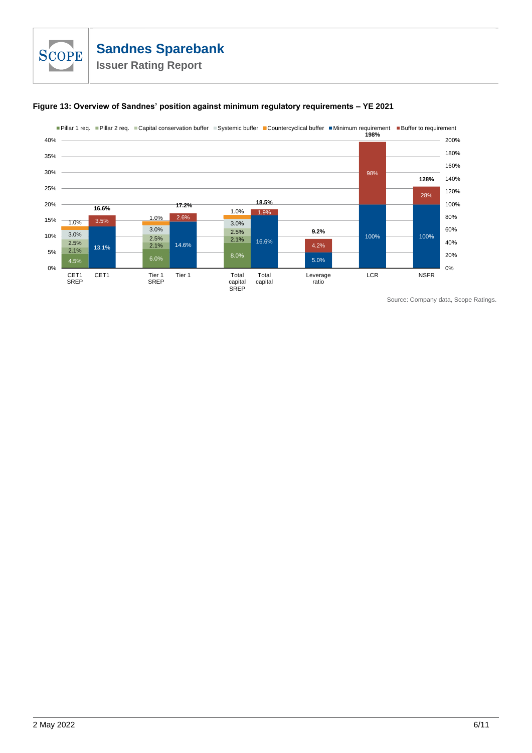**Figure 13: Overview of Sandnes' position against minimum regulatory requirements – YE 2021**

| | Pillar 1 req. | Pillar 2 req. | Capital conservation buffer | Systemic buffer | Countercyclical buffer | Minimum requirement | Buffer to requirement | Total |
|---|---|---|---|---|---|---|---|---|
| CET1 SREP | 4.5% | 2.1% | 2.5% | 3.0% | 1.0% | | | |
| CET1 | | | | | | 13.1% | 3.5% | 16.6% |
| Tier 1 SREP | 6.0% | 2.1% | 2.5% | 3.0% | 1.0% | | | |
| Tier 1 | | | | | | 14.6% | 2.6% | 17.2% |
| Total capital SREP | 8.0% | 2.1% | 2.5% | 3.0% | 1.0% | | | |
| Total capital | | | | | | 16.6% | 1.9% | 18.5% |
| Leverage ratio | | | | | | 5.0% | 4.2% | 9.2% |
| LCR | | | | | | 100% | 98% | 198% |
| NSFR | | | | | | 100% | 28% | 128% |

Source: Company data, Scope Ratings.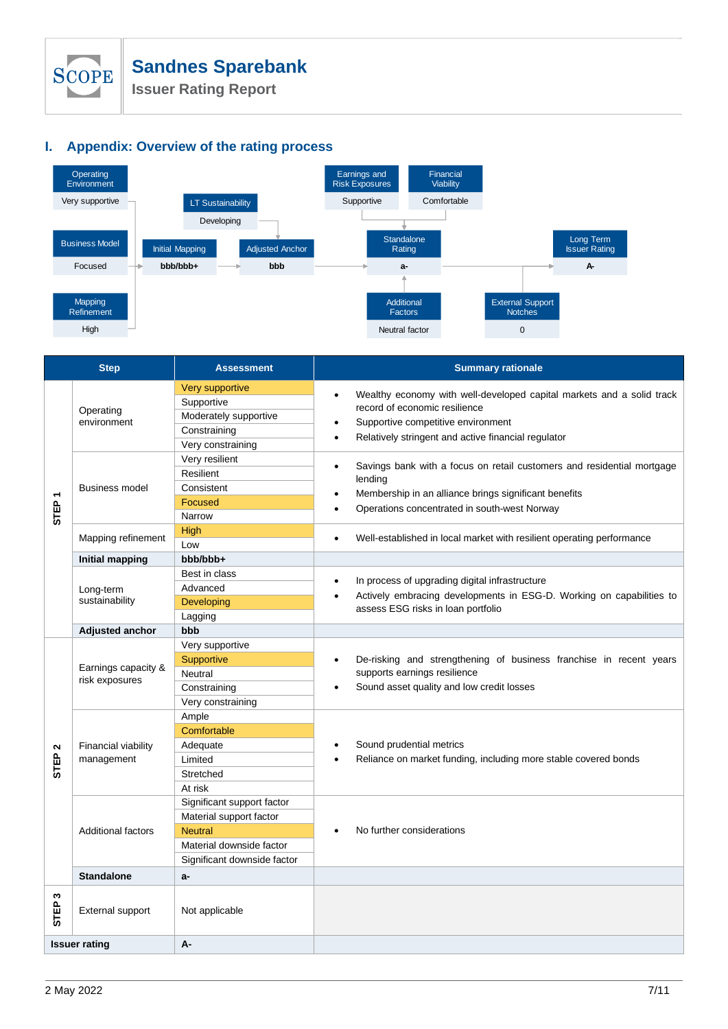# I. Appendix: Overview of the rating process

| Step | | Assessment | Summary rationale |
|---|---|---|---|
| STEP 1 | Operating environment | **Very supportive** / Supportive / Moderately supportive / Constraining / Very constraining | • Wealthy economy with well-developed capital markets and a solid track record of economic resilience<br>• Supportive competitive environment<br>• Relatively stringent and active financial regulator |
| | Business model | Very resilient / Resilient / Consistent / **Focused** / Narrow | • Savings bank with a focus on retail customers and residential mortgage lending<br>• Membership in an alliance brings significant benefits<br>• Operations concentrated in south-west Norway |
| | Mapping refinement | **High** / Low | • Well-established in local market with resilient operating performance |
| | **Initial mapping** | **bbb/bbb+** | |
| | Long-term sustainability | Best in class / Advanced / **Developing** / Lagging | • In process of upgrading digital infrastructure<br>• Actively embracing developments in ESG-D. Working on capabilities to assess ESG risks in loan portfolio |
| | **Adjusted anchor** | **bbb** | |
| STEP 2 | Earnings capacity & risk exposures | Very supportive / **Supportive** / Neutral / Constraining / Very constraining | • De-risking and strengthening of business franchise in recent years supports earnings resilience<br>• Sound asset quality and low credit losses |
| | Financial viability management | Ample / **Comfortable** / Adequate / Limited / Stretched / At risk | • Sound prudential metrics<br>• Reliance on market funding, including more stable covered bonds |
| | Additional factors | Significant support factor / Material support factor / **Neutral** / Material downside factor / Significant downside factor | • No further considerations |
| | **Standalone** | **a-** | |
| STEP 3 | External support | Not applicable | |
| **Issuer rating** | | **A-** | |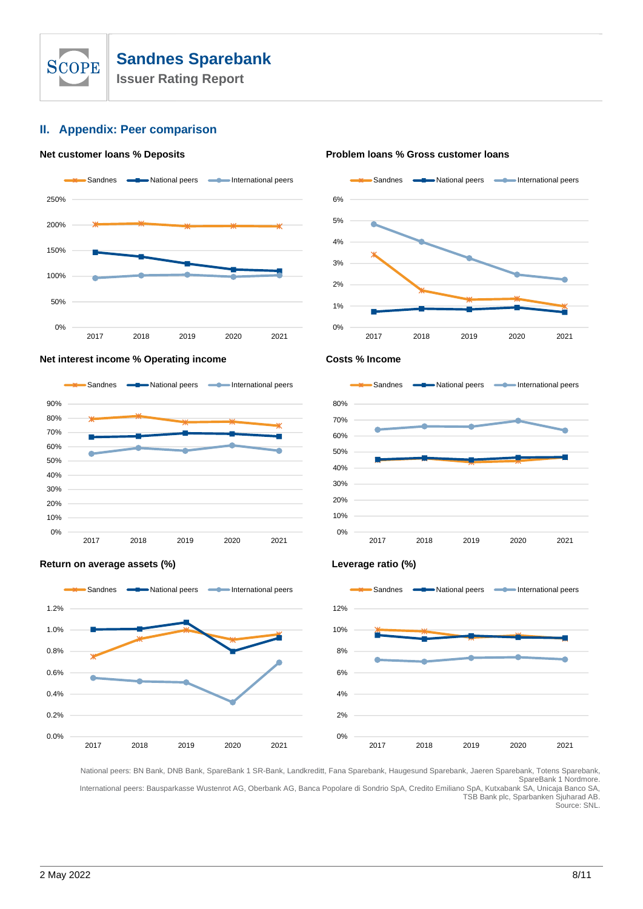## II. Appendix: Peer comparison

**Net customer loans % Deposits**

**Problem loans % Gross customer loans**

**Net interest income % Operating income**

**Costs % Income**

**Return on average assets (%)**

**Leverage ratio (%)**

National peers: BN Bank, DNB Bank, SpareBank 1 SR-Bank, Landkreditt, Fana Sparebank, Haugesund Sparebank, Jaeren Sparebank, Totens Sparebank, SpareBank 1 Nordmore.
International peers: Bausparkasse Wustenrot AG, Oberbank AG, Banca Popolare di Sondrio SpA, Credito Emiliano SpA, Kutxabank SA, Unicaja Banco SA, TSB Bank plc, Sparbanken Sjuharad AB.
Source: SNL.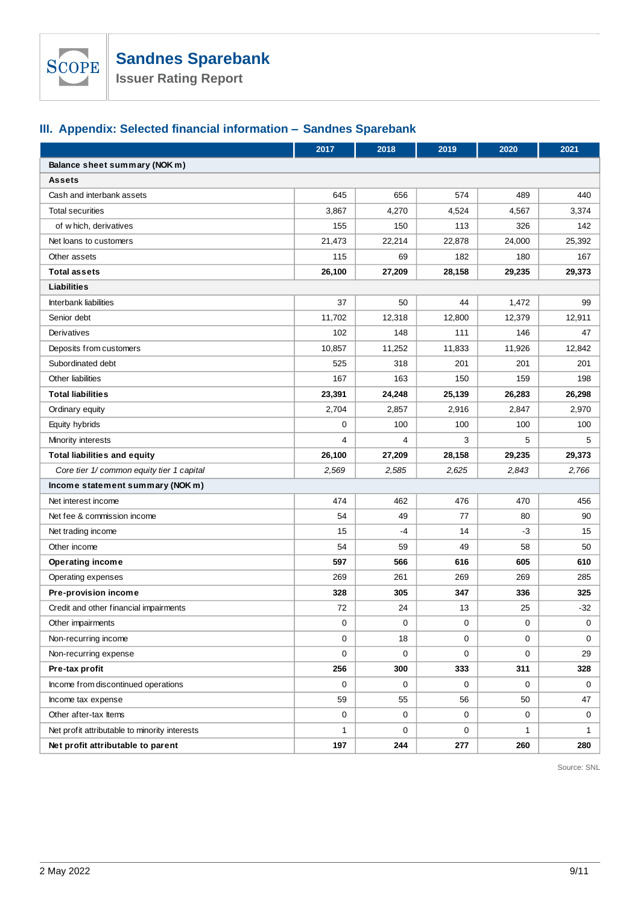## III. Appendix: Selected financial information – Sandnes Sparebank

| | 2017 | 2018 | 2019 | 2020 | 2021 |
|---|---|---|---|---|---|
| **Balance sheet summary (NOK m)** | | | | | |
| **Assets** | | | | | |
| Cash and interbank assets | 645 | 656 | 574 | 489 | 440 |
| Total securities | 3,867 | 4,270 | 4,524 | 4,567 | 3,374 |
| of which, derivatives | 155 | 150 | 113 | 326 | 142 |
| Net loans to customers | 21,473 | 22,214 | 22,878 | 24,000 | 25,392 |
| Other assets | 115 | 69 | 182 | 180 | 167 |
| **Total assets** | **26,100** | **27,209** | **28,158** | **29,235** | **29,373** |
| **Liabilities** | | | | | |
| Interbank liabilities | 37 | 50 | 44 | 1,472 | 99 |
| Senior debt | 11,702 | 12,318 | 12,800 | 12,379 | 12,911 |
| Derivatives | 102 | 148 | 111 | 146 | 47 |
| Deposits from customers | 10,857 | 11,252 | 11,833 | 11,926 | 12,842 |
| Subordinated debt | 525 | 318 | 201 | 201 | 201 |
| Other liabilities | 167 | 163 | 150 | 159 | 198 |
| **Total liabilities** | **23,391** | **24,248** | **25,139** | **26,283** | **26,298** |
| Ordinary equity | 2,704 | 2,857 | 2,916 | 2,847 | 2,970 |
| Equity hybrids | 0 | 100 | 100 | 100 | 100 |
| Minority interests | 4 | 4 | 3 | 5 | 5 |
| **Total liabilities and equity** | **26,100** | **27,209** | **28,158** | **29,235** | **29,373** |
| *Core tier 1/ common equity tier 1 capital* | *2,569* | *2,585* | *2,625* | *2,843* | *2,766* |
| **Income statement summary (NOK m)** | | | | | |
| Net interest income | 474 | 462 | 476 | 470 | 456 |
| Net fee & commission income | 54 | 49 | 77 | 80 | 90 |
| Net trading income | 15 | -4 | 14 | -3 | 15 |
| Other income | 54 | 59 | 49 | 58 | 50 |
| **Operating income** | **597** | **566** | **616** | **605** | **610** |
| Operating expenses | 269 | 261 | 269 | 269 | 285 |
| **Pre-provision income** | **328** | **305** | **347** | **336** | **325** |
| Credit and other financial impairments | 72 | 24 | 13 | 25 | -32 |
| Other impairments | 0 | 0 | 0 | 0 | 0 |
| Non-recurring income | 0 | 18 | 0 | 0 | 0 |
| Non-recurring expense | 0 | 0 | 0 | 0 | 29 |
| **Pre-tax profit** | **256** | **300** | **333** | **311** | **328** |
| Income from discontinued operations | 0 | 0 | 0 | 0 | 0 |
| Income tax expense | 59 | 55 | 56 | 50 | 47 |
| Other after-tax Items | 0 | 0 | 0 | 0 | 0 |
| Net profit attributable to minority interests | 1 | 0 | 0 | 1 | 1 |
| **Net profit attributable to parent** | **197** | **244** | **277** | **260** | **280** |

Source: SNL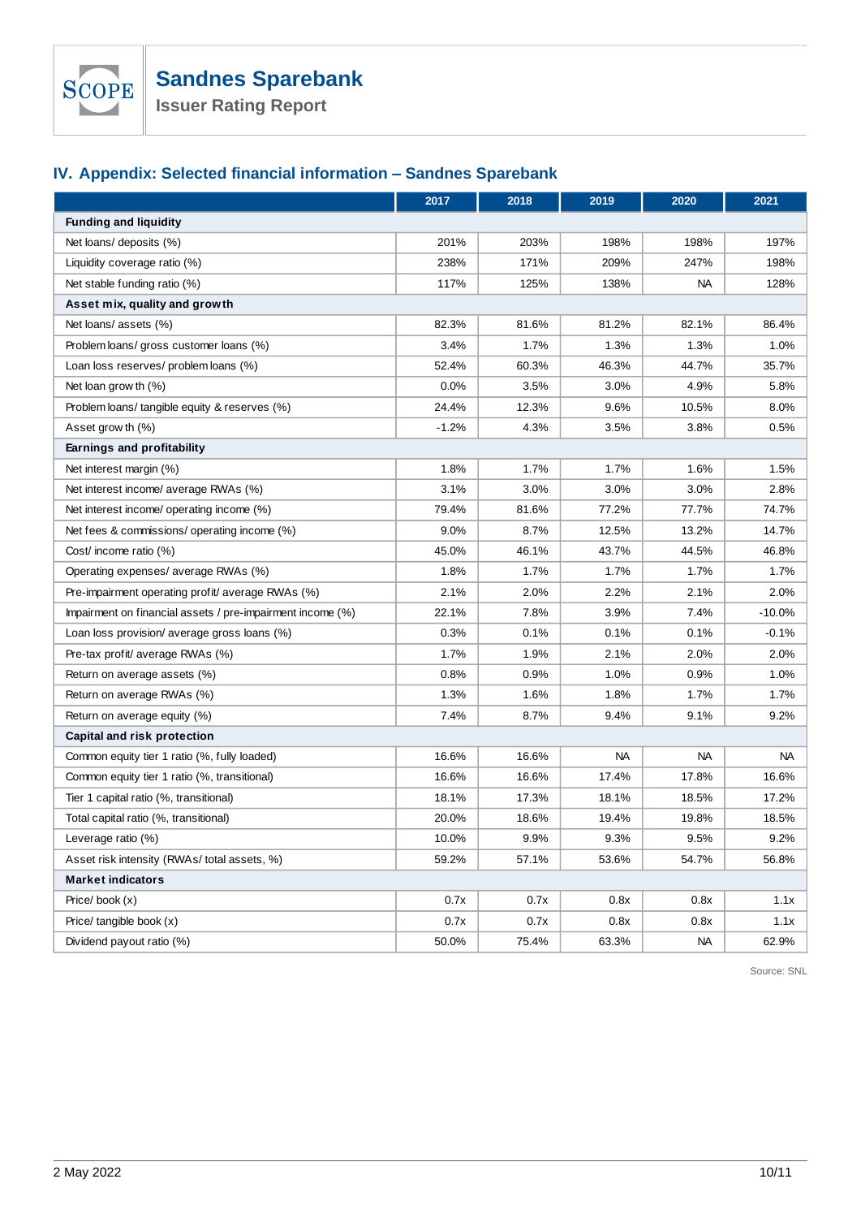## IV. Appendix: Selected financial information – Sandnes Sparebank

| | 2017 | 2018 | 2019 | 2020 | 2021 |
|---|---|---|---|---|---|
| **Funding and liquidity** | | | | | |
| Net loans/ deposits (%) | 201% | 203% | 198% | 198% | 197% |
| Liquidity coverage ratio (%) | 238% | 171% | 209% | 247% | 198% |
| Net stable funding ratio (%) | 117% | 125% | 138% | NA | 128% |
| **Asset mix, quality and growth** | | | | | |
| Net loans/ assets (%) | 82.3% | 81.6% | 81.2% | 82.1% | 86.4% |
| Problem loans/ gross customer loans (%) | 3.4% | 1.7% | 1.3% | 1.3% | 1.0% |
| Loan loss reserves/ problem loans (%) | 52.4% | 60.3% | 46.3% | 44.7% | 35.7% |
| Net loan growth (%) | 0.0% | 3.5% | 3.0% | 4.9% | 5.8% |
| Problem loans/ tangible equity & reserves (%) | 24.4% | 12.3% | 9.6% | 10.5% | 8.0% |
| Asset growth (%) | -1.2% | 4.3% | 3.5% | 3.8% | 0.5% |
| **Earnings and profitability** | | | | | |
| Net interest margin (%) | 1.8% | 1.7% | 1.7% | 1.6% | 1.5% |
| Net interest income/ average RWAs (%) | 3.1% | 3.0% | 3.0% | 3.0% | 2.8% |
| Net interest income/ operating income (%) | 79.4% | 81.6% | 77.2% | 77.7% | 74.7% |
| Net fees & commissions/ operating income (%) | 9.0% | 8.7% | 12.5% | 13.2% | 14.7% |
| Cost/ income ratio (%) | 45.0% | 46.1% | 43.7% | 44.5% | 46.8% |
| Operating expenses/ average RWAs (%) | 1.8% | 1.7% | 1.7% | 1.7% | 1.7% |
| Pre-impairment operating profit/ average RWAs (%) | 2.1% | 2.0% | 2.2% | 2.1% | 2.0% |
| Impairment on financial assets / pre-impairment income (%) | 22.1% | 7.8% | 3.9% | 7.4% | -10.0% |
| Loan loss provision/ average gross loans (%) | 0.3% | 0.1% | 0.1% | 0.1% | -0.1% |
| Pre-tax profit/ average RWAs (%) | 1.7% | 1.9% | 2.1% | 2.0% | 2.0% |
| Return on average assets (%) | 0.8% | 0.9% | 1.0% | 0.9% | 1.0% |
| Return on average RWAs (%) | 1.3% | 1.6% | 1.8% | 1.7% | 1.7% |
| Return on average equity (%) | 7.4% | 8.7% | 9.4% | 9.1% | 9.2% |
| **Capital and risk protection** | | | | | |
| Common equity tier 1 ratio (%, fully loaded) | 16.6% | 16.6% | NA | NA | NA |
| Common equity tier 1 ratio (%, transitional) | 16.6% | 16.6% | 17.4% | 17.8% | 16.6% |
| Tier 1 capital ratio (%, transitional) | 18.1% | 17.3% | 18.1% | 18.5% | 17.2% |
| Total capital ratio (%, transitional) | 20.0% | 18.6% | 19.4% | 19.8% | 18.5% |
| Leverage ratio (%) | 10.0% | 9.9% | 9.3% | 9.5% | 9.2% |
| Asset risk intensity (RWAs/ total assets, %) | 59.2% | 57.1% | 53.6% | 54.7% | 56.8% |
| **Market indicators** | | | | | |
| Price/ book (x) | 0.7x | 0.7x | 0.8x | 0.8x | 1.1x |
| Price/ tangible book (x) | 0.7x | 0.7x | 0.8x | 0.8x | 1.1x |
| Dividend payout ratio (%) | 50.0% | 75.4% | 63.3% | NA | 62.9% |

Source: SNL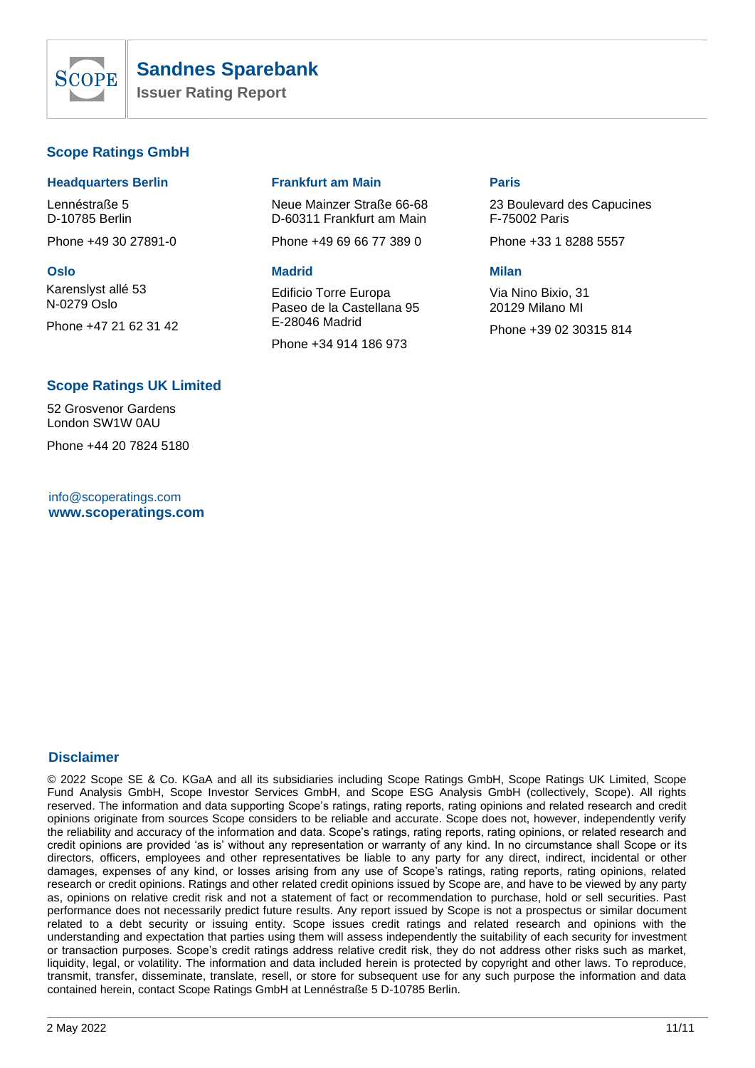## Scope Ratings GmbH

### Headquarters Berlin

Lennéstraße 5
D-10785 Berlin

Phone +49 30 27891-0

### Frankfurt am Main

Neue Mainzer Straße 66-68
D-60311 Frankfurt am Main

Phone +49 69 66 77 389 0

### Paris

23 Boulevard des Capucines
F-75002 Paris

Phone +33 1 8288 5557

### Oslo

Karenslyst allé 53
N-0279 Oslo

Phone +47 21 62 31 42

### Madrid

Edificio Torre Europa
Paseo de la Castellana 95
E-28046 Madrid

Phone +34 914 186 973

### Milan

Via Nino Bixio, 31
20129 Milano MI

Phone +39 02 30315 814

## Scope Ratings UK Limited

52 Grosvenor Gardens
London SW1W 0AU

Phone +44 20 7824 5180

info@scoperatings.com
**www.scoperatings.com**

## Disclaimer

© 2022 Scope SE & Co. KGaA and all its subsidiaries including Scope Ratings GmbH, Scope Ratings UK Limited, Scope Fund Analysis GmbH, Scope Investor Services GmbH, and Scope ESG Analysis GmbH (collectively, Scope). All rights reserved. The information and data supporting Scope's ratings, rating reports, rating opinions and related research and credit opinions originate from sources Scope considers to be reliable and accurate. Scope does not, however, independently verify the reliability and accuracy of the information and data. Scope's ratings, rating reports, rating opinions, or related research and credit opinions are provided 'as is' without any representation or warranty of any kind. In no circumstance shall Scope or its directors, officers, employees and other representatives be liable to any party for any direct, indirect, incidental or other damages, expenses of any kind, or losses arising from any use of Scope's ratings, rating reports, rating opinions, related research or credit opinions. Ratings and other related credit opinions issued by Scope are, and have to be viewed by any party as, opinions on relative credit risk and not a statement of fact or recommendation to purchase, hold or sell securities. Past performance does not necessarily predict future results. Any report issued by Scope is not a prospectus or similar document related to a debt security or issuing entity. Scope issues credit ratings and related research and opinions with the understanding and expectation that parties using them will assess independently the suitability of each security for investment or transaction purposes. Scope's credit ratings address relative credit risk, they do not address other risks such as market, liquidity, legal, or volatility. The information and data included herein is protected by copyright and other laws. To reproduce, transmit, transfer, disseminate, translate, resell, or store for subsequent use for any such purpose the information and data contained herein, contact Scope Ratings GmbH at Lennéstraße 5 D-10785 Berlin.